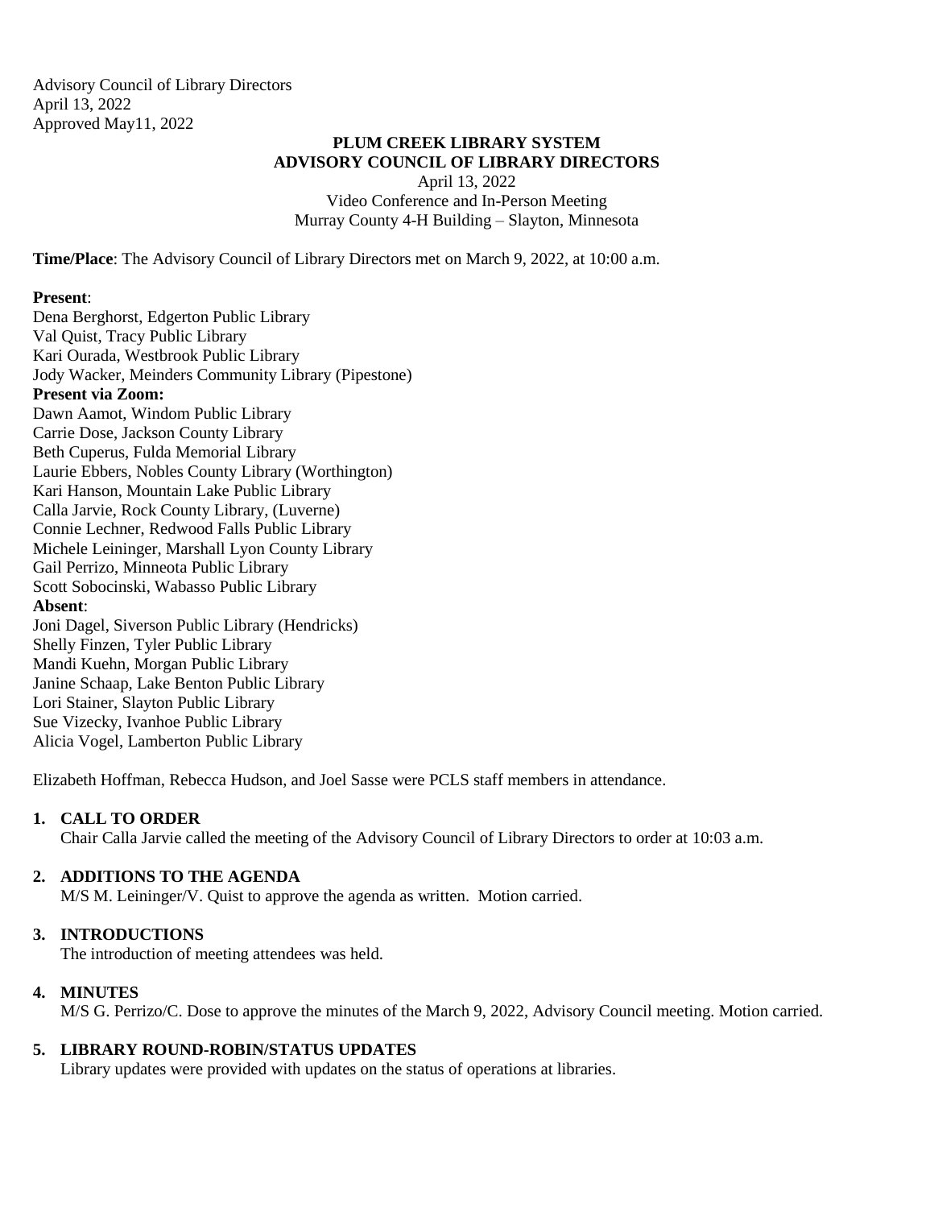Advisory Council of Library Directors
April 13, 2022
Approved May11, 2022

# PLUM CREEK LIBRARY SYSTEM
# ADVISORY COUNCIL OF LIBRARY DIRECTORS

April 13, 2022
Video Conference and In-Person Meeting
Murray County 4-H Building – Slayton, Minnesota

**Time/Place**: The Advisory Council of Library Directors met on March 9, 2022, at 10:00 a.m.

**Present**:
Dena Berghorst, Edgerton Public Library
Val Quist, Tracy Public Library
Kari Ourada, Westbrook Public Library
Jody Wacker, Meinders Community Library (Pipestone)

**Present via Zoom:**
Dawn Aamot, Windom Public Library
Carrie Dose, Jackson County Library
Beth Cuperus, Fulda Memorial Library
Laurie Ebbers, Nobles County Library (Worthington)
Kari Hanson, Mountain Lake Public Library
Calla Jarvie, Rock County Library, (Luverne)
Connie Lechner, Redwood Falls Public Library
Michele Leininger, Marshall Lyon County Library
Gail Perrizo, Minneota Public Library
Scott Sobocinski, Wabasso Public Library

**Absent**:
Joni Dagel, Siverson Public Library (Hendricks)
Shelly Finzen, Tyler Public Library
Mandi Kuehn, Morgan Public Library
Janine Schaap, Lake Benton Public Library
Lori Stainer, Slayton Public Library
Sue Vizecky, Ivanhoe Public Library
Alicia Vogel, Lamberton Public Library

Elizabeth Hoffman, Rebecca Hudson, and Joel Sasse were PCLS staff members in attendance.

## 1. CALL TO ORDER
Chair Calla Jarvie called the meeting of the Advisory Council of Library Directors to order at 10:03 a.m.

## 2. ADDITIONS TO THE AGENDA
M/S M. Leininger/V. Quist to approve the agenda as written. Motion carried.

## 3. INTRODUCTIONS
The introduction of meeting attendees was held.

## 4. MINUTES
M/S G. Perrizo/C. Dose to approve the minutes of the March 9, 2022, Advisory Council meeting. Motion carried.

## 5. LIBRARY ROUND-ROBIN/STATUS UPDATES
Library updates were provided with updates on the status of operations at libraries.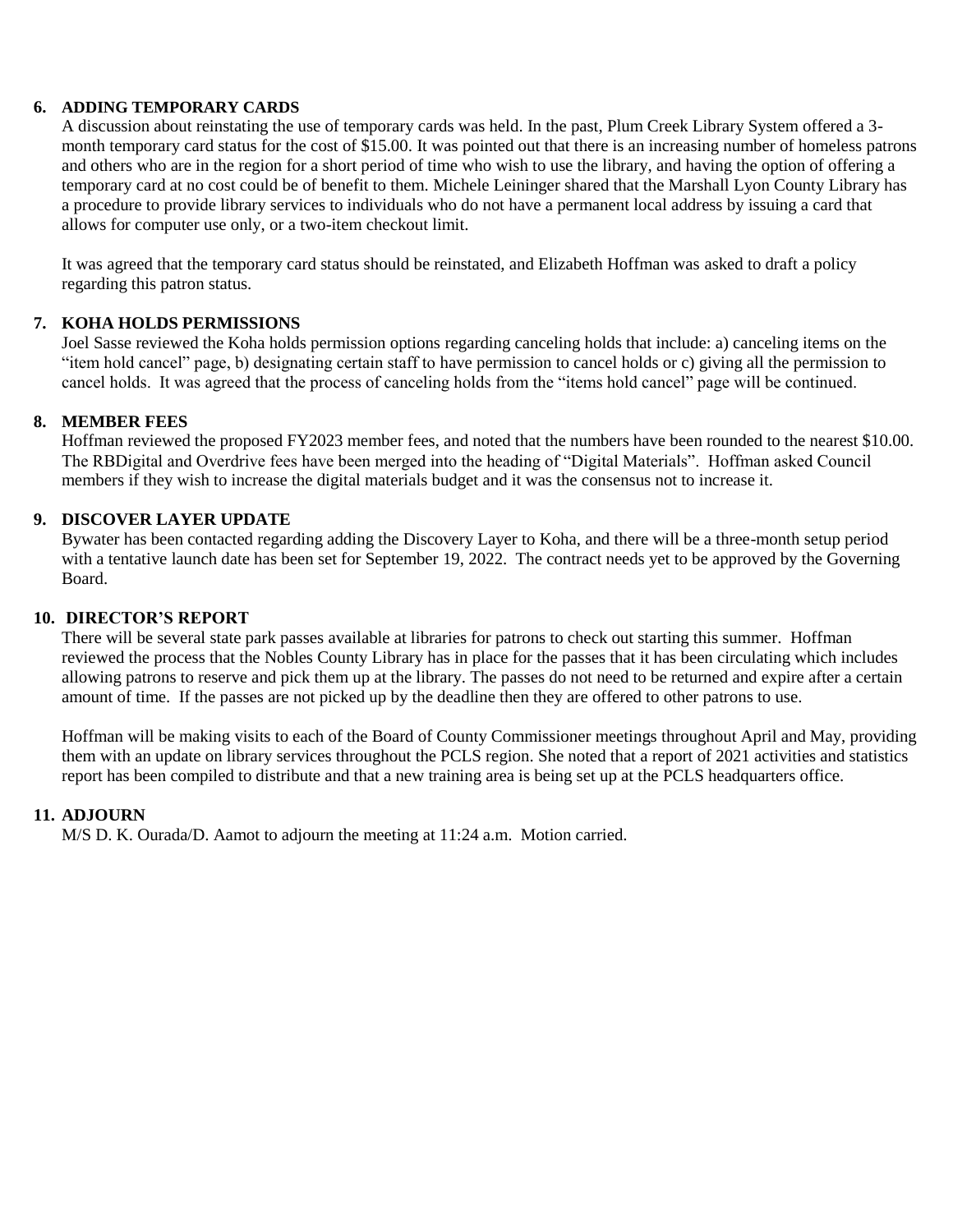## 6. ADDING TEMPORARY CARDS

A discussion about reinstating the use of temporary cards was held. In the past, Plum Creek Library System offered a 3-month temporary card status for the cost of $15.00. It was pointed out that there is an increasing number of homeless patrons and others who are in the region for a short period of time who wish to use the library, and having the option of offering a temporary card at no cost could be of benefit to them. Michele Leininger shared that the Marshall Lyon County Library has a procedure to provide library services to individuals who do not have a permanent local address by issuing a card that allows for computer use only, or a two-item checkout limit.

It was agreed that the temporary card status should be reinstated, and Elizabeth Hoffman was asked to draft a policy regarding this patron status.

## 7. KOHA HOLDS PERMISSIONS

Joel Sasse reviewed the Koha holds permission options regarding canceling holds that include: a) canceling items on the "item hold cancel" page, b) designating certain staff to have permission to cancel holds or c) giving all the permission to cancel holds. It was agreed that the process of canceling holds from the "items hold cancel" page will be continued.

## 8. MEMBER FEES

Hoffman reviewed the proposed FY2023 member fees, and noted that the numbers have been rounded to the nearest $10.00. The RBDigital and Overdrive fees have been merged into the heading of "Digital Materials". Hoffman asked Council members if they wish to increase the digital materials budget and it was the consensus not to increase it.

## 9. DISCOVER LAYER UPDATE

Bywater has been contacted regarding adding the Discovery Layer to Koha, and there will be a three-month setup period with a tentative launch date has been set for September 19, 2022. The contract needs yet to be approved by the Governing Board.

## 10. DIRECTOR'S REPORT

There will be several state park passes available at libraries for patrons to check out starting this summer. Hoffman reviewed the process that the Nobles County Library has in place for the passes that it has been circulating which includes allowing patrons to reserve and pick them up at the library. The passes do not need to be returned and expire after a certain amount of time. If the passes are not picked up by the deadline then they are offered to other patrons to use.

Hoffman will be making visits to each of the Board of County Commissioner meetings throughout April and May, providing them with an update on library services throughout the PCLS region. She noted that a report of 2021 activities and statistics report has been compiled to distribute and that a new training area is being set up at the PCLS headquarters office.

## 11. ADJOURN

M/S D. K. Ourada/D. Aamot to adjourn the meeting at 11:24 a.m. Motion carried.